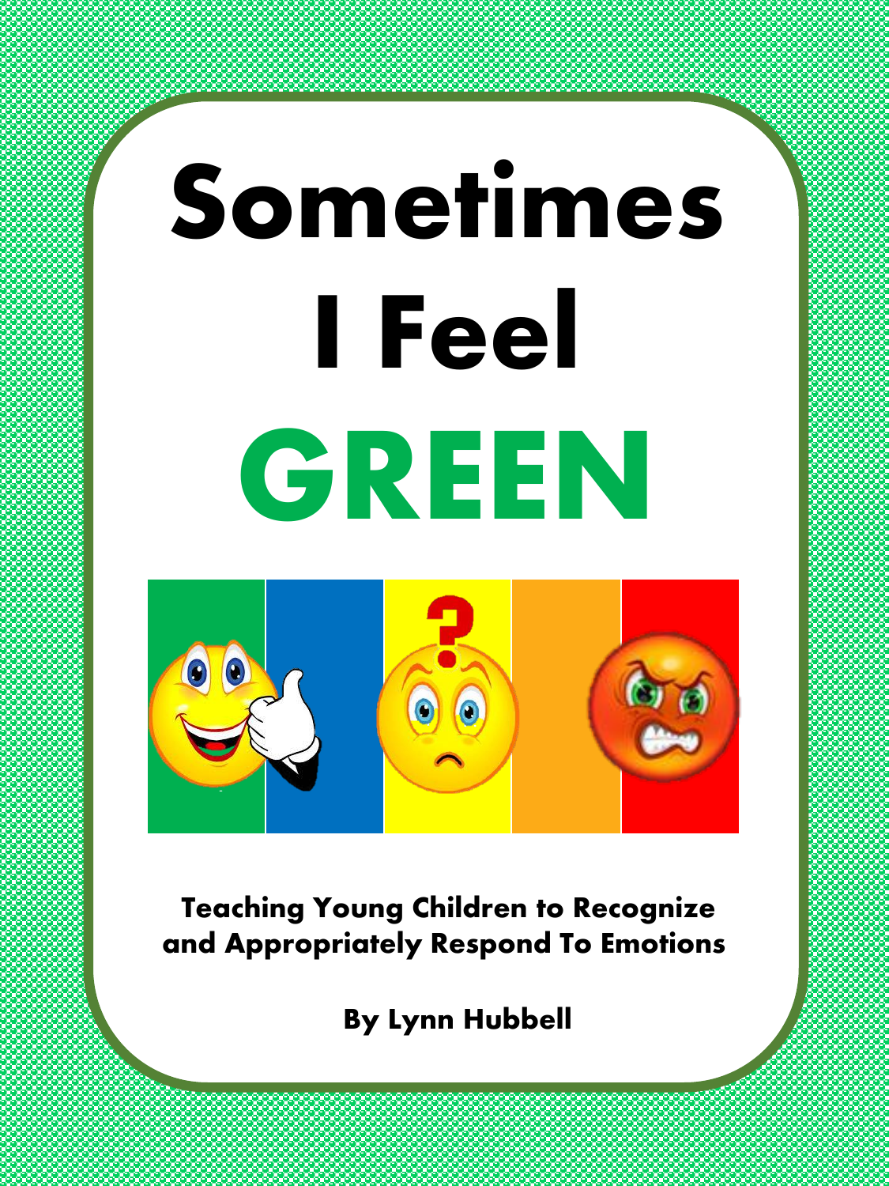# Sometimes I Feel GREEN

**Teaching Young Children to Recognize and Appropriately Respond To Emotions**

**By Lynn Hubbell**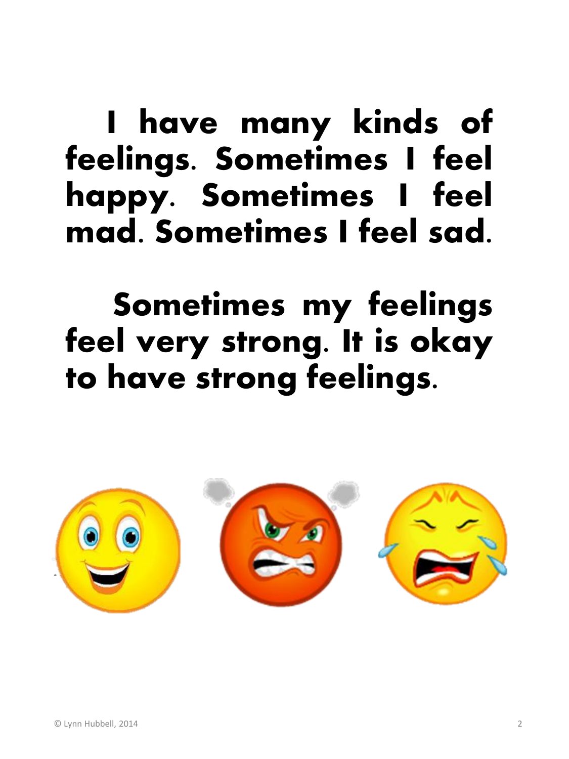I have many kinds of feelings. Sometimes I feel happy. Sometimes I feel mad. Sometimes I feel sad.

Sometimes my feelings feel very strong. It is okay to have strong feelings.

© Lynn Hubbell, 2014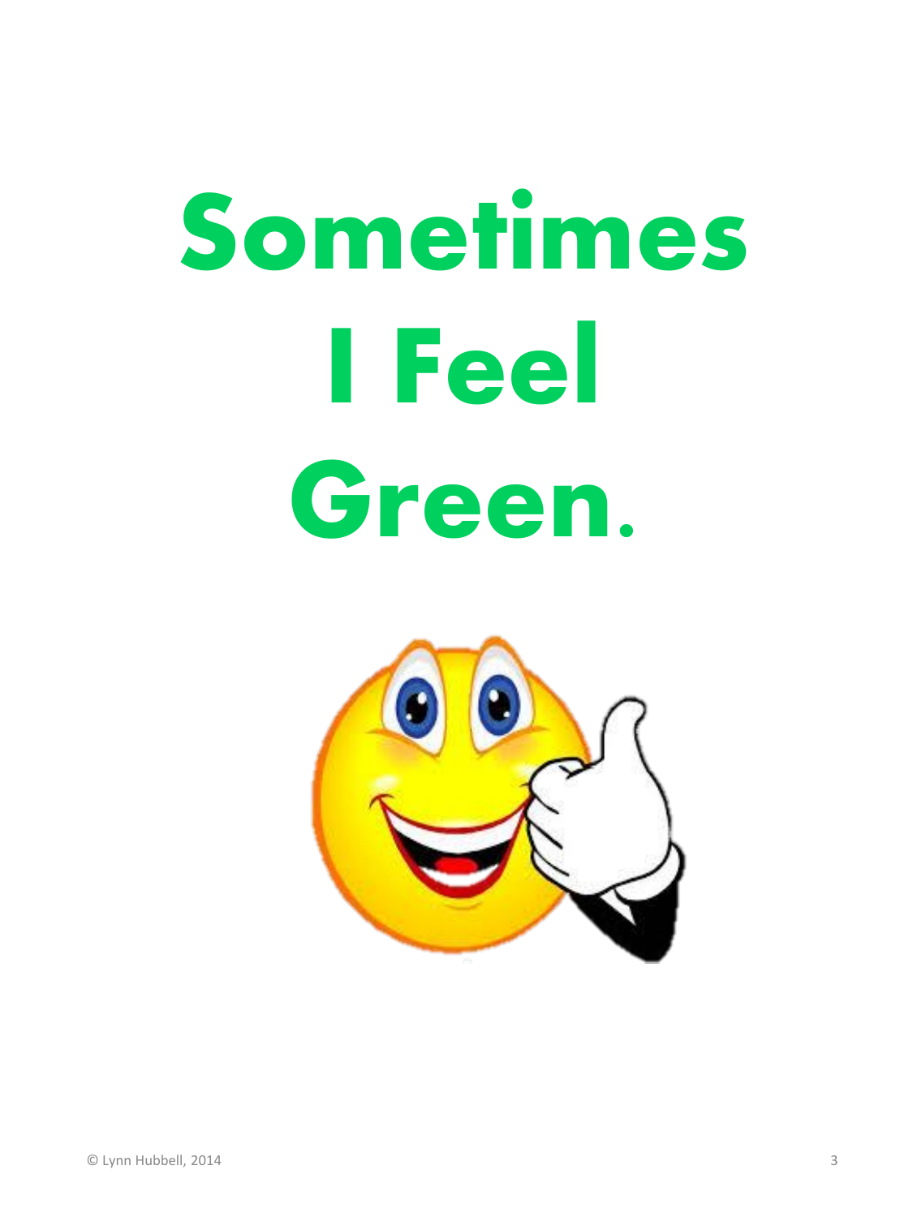# Sometimes I Feel Green.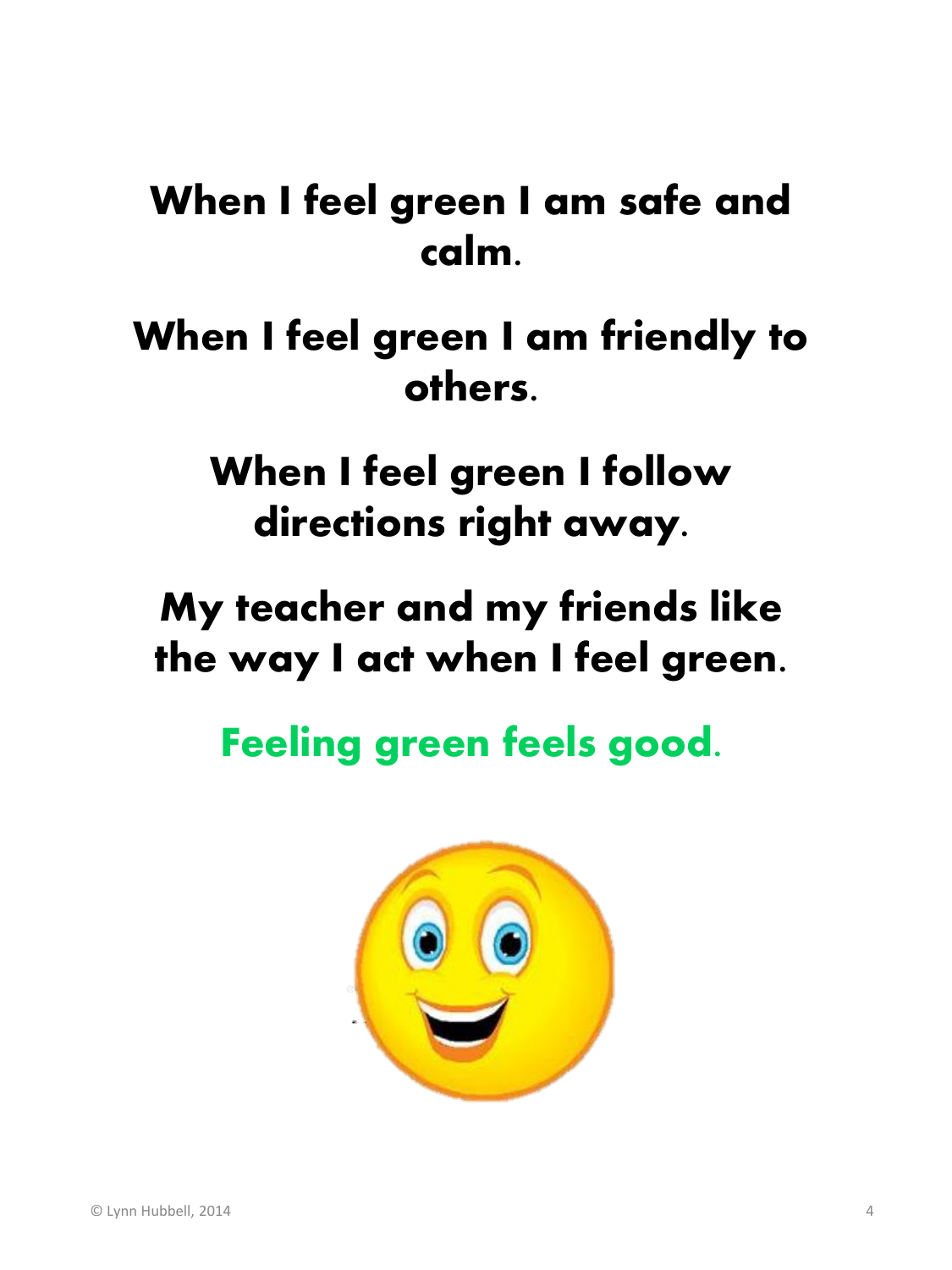**When I feel green I am safe and calm.**

**When I feel green I am friendly to others.**

**When I feel green I follow directions right away.**

**My teacher and my friends like the way I act when I feel green.**

**Feeling green feels good.**

© Lynn Hubbell, 2014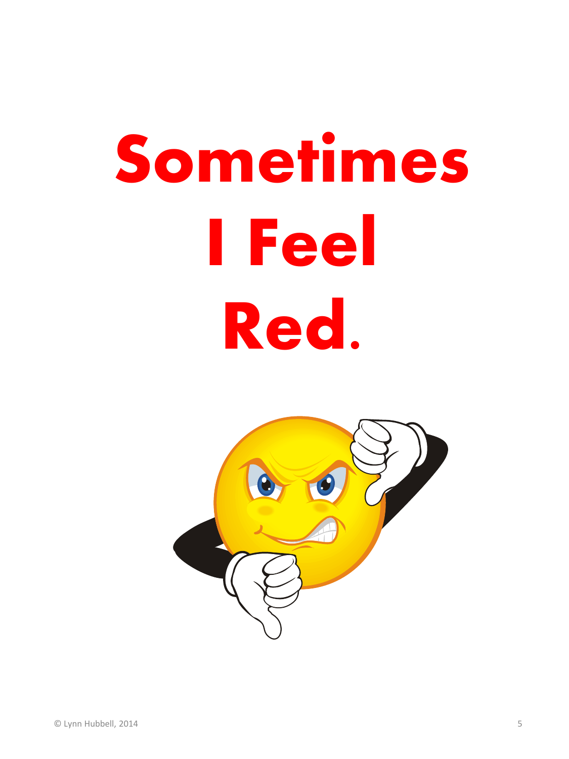# Sometimes I Feel Red.

© Lynn Hubbell, 2014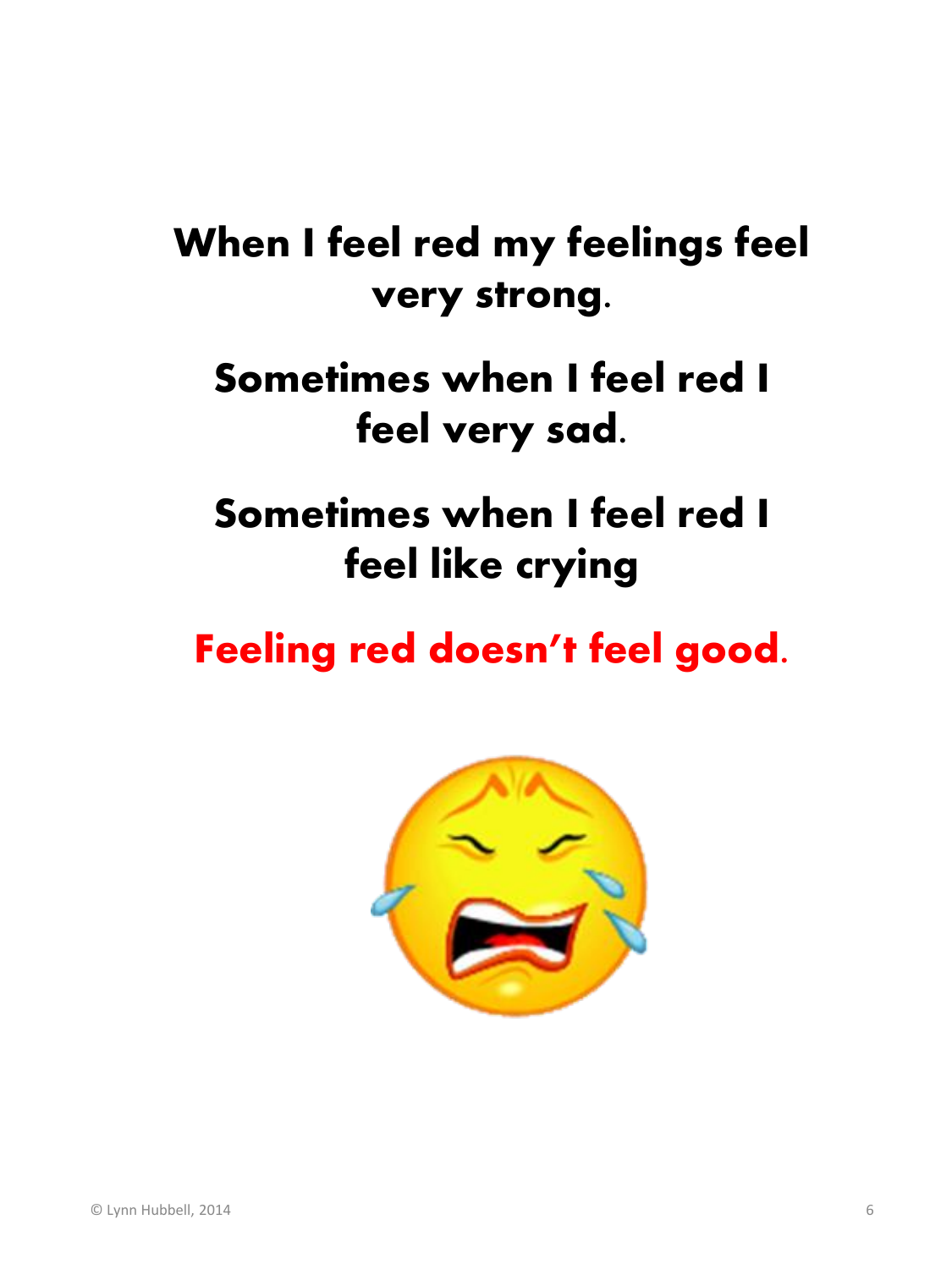**When I feel red my feelings feel very strong.**

**Sometimes when I feel red I feel very sad.**

**Sometimes when I feel red I feel like crying**

**Feeling red doesn't feel good.**

© Lynn Hubbell, 2014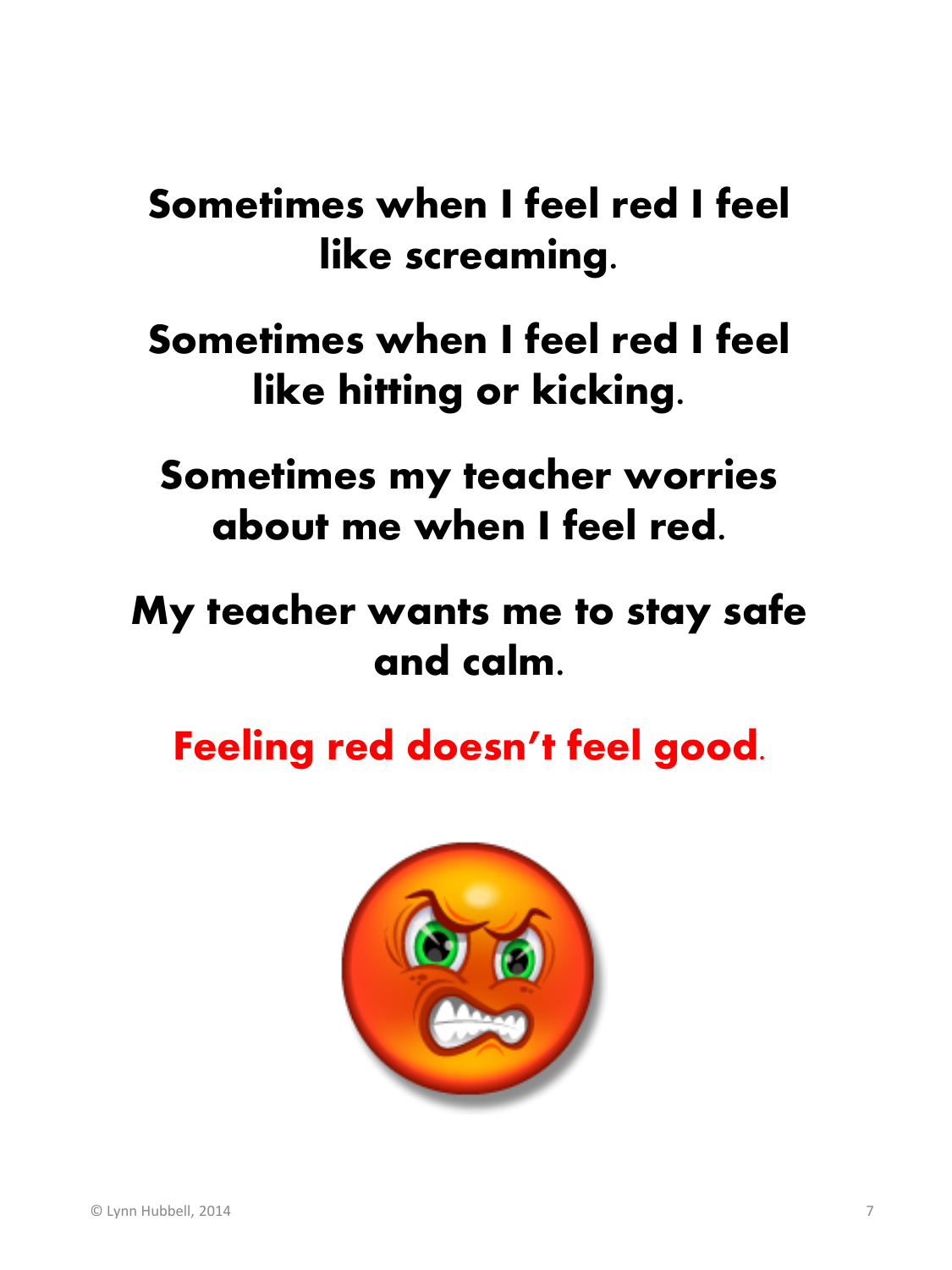**Sometimes when I feel red I feel like screaming.**

**Sometimes when I feel red I feel like hitting or kicking.**

**Sometimes my teacher worries about me when I feel red.**

**My teacher wants me to stay safe and calm.**

**Feeling red doesn't feel good.**

© Lynn Hubbell, 2014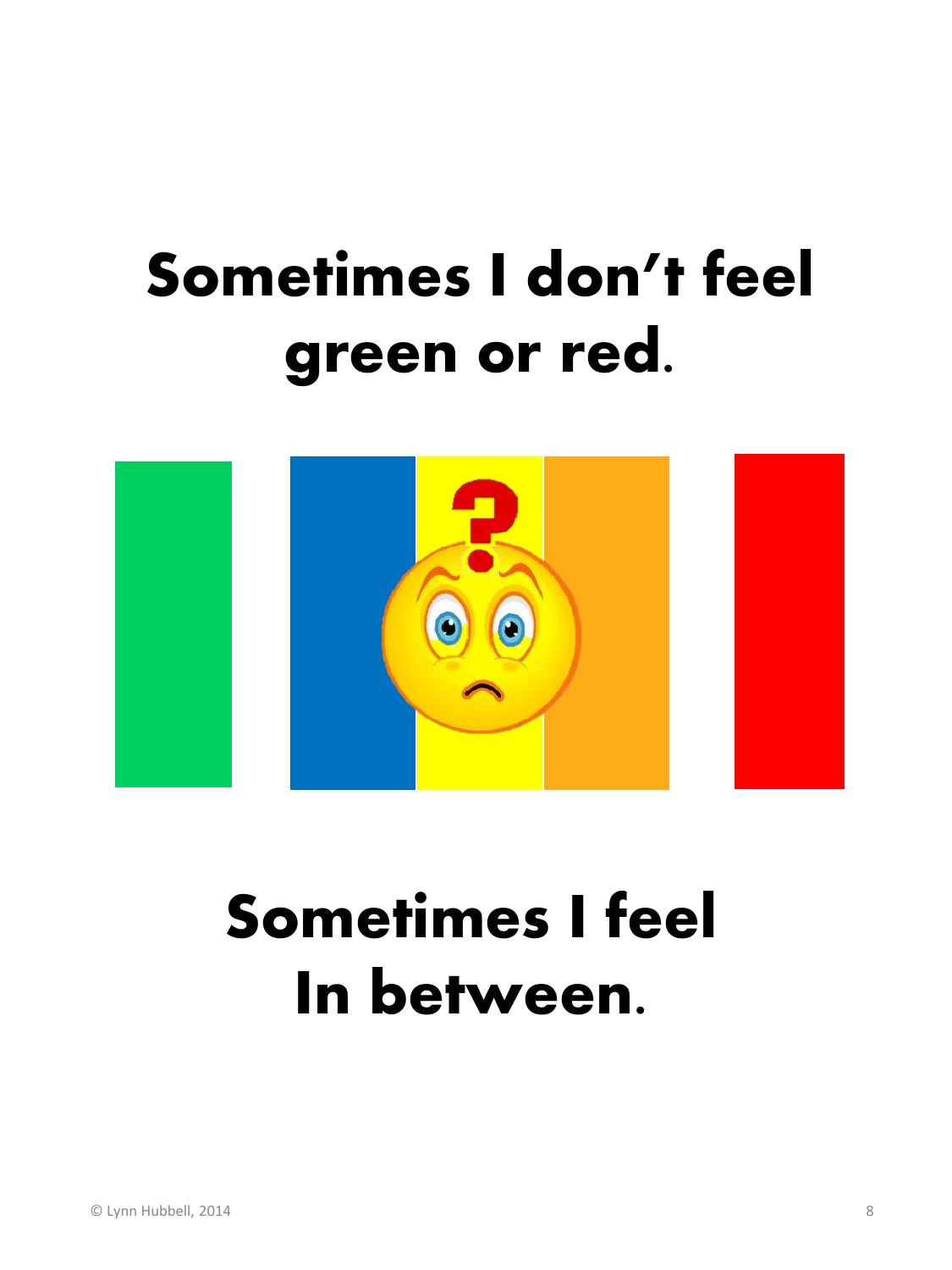# Sometimes I don't feel green or red.

# Sometimes I feel In between.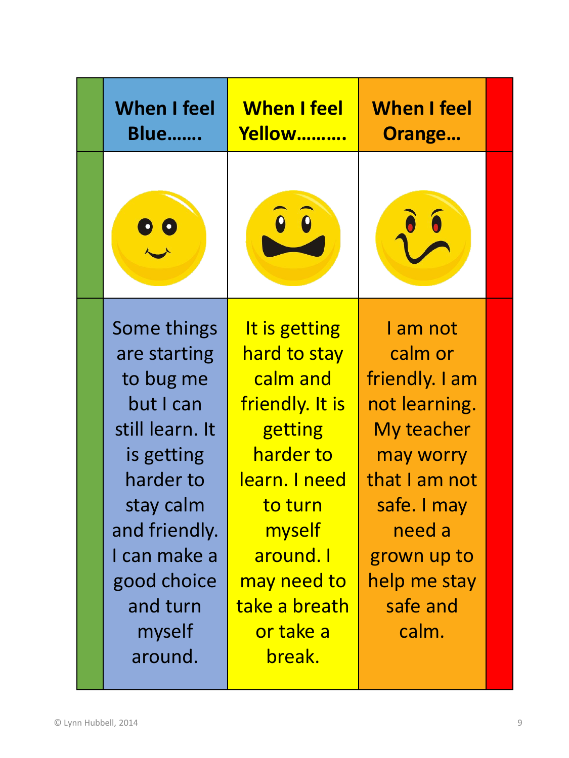| When I feel Blue……. | When I feel Yellow………. | When I feel Orange… |
|---|---|---|
| | | |
| Some things are starting to bug me but I can still learn. It is getting harder to stay calm and friendly. I can make a good choice and turn myself around. | It is getting hard to stay calm and friendly. It is getting harder to learn. I need to turn myself around. I may need to take a breath or take a break. | I am not calm or friendly. I am not learning. My teacher may worry that I am not safe. I may need a grown up to help me stay safe and calm. |

© Lynn Hubbell, 2014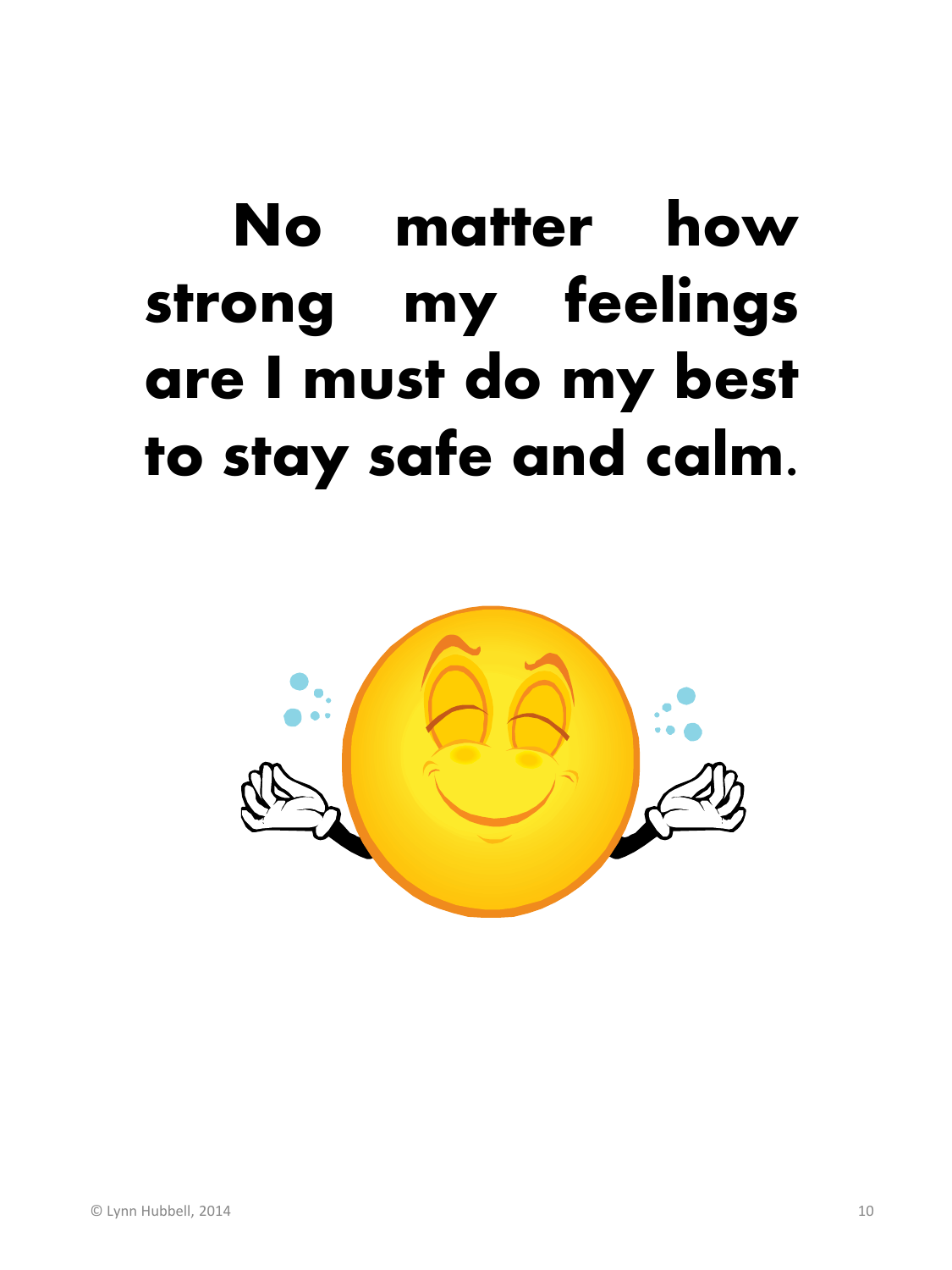**No matter how strong my feelings are I must do my best to stay safe and calm.**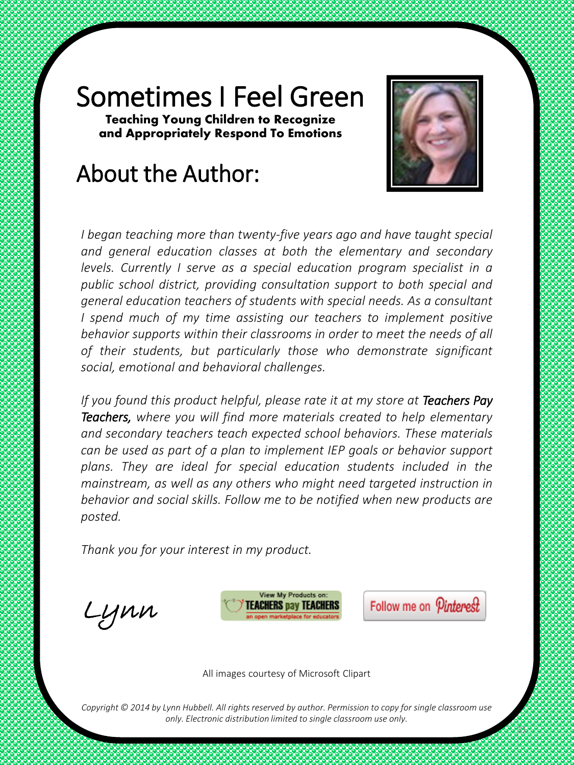# Sometimes I Feel Green

**Teaching Young Children to Recognize and Appropriately Respond To Emotions**

## About the Author:

*I began teaching more than twenty-five years ago and have taught special and general education classes at both the elementary and secondary levels. Currently I serve as a special education program specialist in a public school district, providing consultation support to both special and general education teachers of students with special needs. As a consultant I spend much of my time assisting our teachers to implement positive behavior supports within their classrooms in order to meet the needs of all of their students, but particularly those who demonstrate significant social, emotional and behavioral challenges.*

*If you found this product helpful, please rate it at my store at **Teachers Pay Teachers,** where you will find more materials created to help elementary and secondary teachers teach expected school behaviors. These materials can be used as part of a plan to implement IEP goals or behavior support plans. They are ideal for special education students included in the mainstream, as well as any others who might need targeted instruction in behavior and social skills. Follow me to be notified when new products are posted.*

*Thank you for your interest in my product.*

*Lynn*

View My Products on: TEACHERS pay TEACHERS an open marketplace for educators

Follow me on Pinterest

All images courtesy of Microsoft Clipart

*Copyright © 2014 by Lynn Hubbell. All rights reserved by author. Permission to copy for single classroom use only. Electronic distribution limited to single classroom use only.*